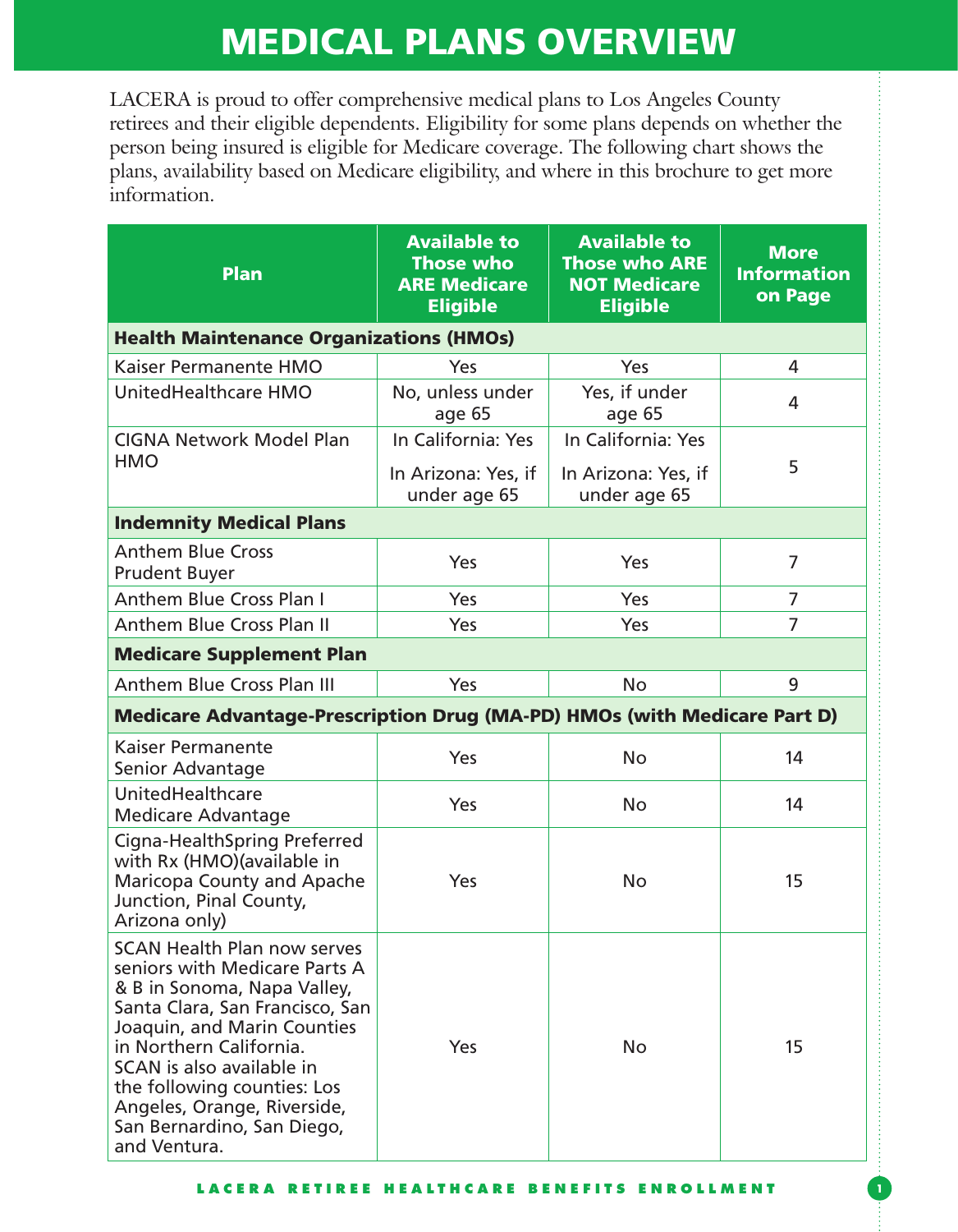# MEDICAL PLANS OVERVIEW

LACERA is proud to offer comprehensive medical plans to Los Angeles County retirees and their eligible dependents. Eligibility for some plans depends on whether the person being insured is eligible for Medicare coverage. The following chart shows the plans, availability based on Medicare eligibility, and where in this brochure to get more information.

| Plan | Available to Those who ARE Medicare Eligible | Available to Those who ARE NOT Medicare Eligible | More Information on Page |
|---|---|---|---|
| **Health Maintenance Organizations (HMOs)** | | | |
| Kaiser Permanente HMO | Yes | Yes | 4 |
| UnitedHealthcare HMO | No, unless under age 65 | Yes, if under age 65 | 4 |
| CIGNA Network Model Plan HMO | In California: Yes<br>In Arizona: Yes, if under age 65 | In California: Yes<br>In Arizona: Yes, if under age 65 | 5 |
| **Indemnity Medical Plans** | | | |
| Anthem Blue Cross Prudent Buyer | Yes | Yes | 7 |
| Anthem Blue Cross Plan I | Yes | Yes | 7 |
| Anthem Blue Cross Plan II | Yes | Yes | 7 |
| **Medicare Supplement Plan** | | | |
| Anthem Blue Cross Plan III | Yes | No | 9 |
| **Medicare Advantage-Prescription Drug (MA-PD) HMOs (with Medicare Part D)** | | | |
| Kaiser Permanente Senior Advantage | Yes | No | 14 |
| UnitedHealthcare Medicare Advantage | Yes | No | 14 |
| Cigna-HealthSpring Preferred with Rx (HMO)(available in Maricopa County and Apache Junction, Pinal County, Arizona only) | Yes | No | 15 |
| SCAN Health Plan now serves seniors with Medicare Parts A & B in Sonoma, Napa Valley, Santa Clara, San Francisco, San Joaquin, and Marin Counties in Northern California. SCAN is also available in the following counties: Los Angeles, Orange, Riverside, San Bernardino, San Diego, and Ventura. | Yes | No | 15 |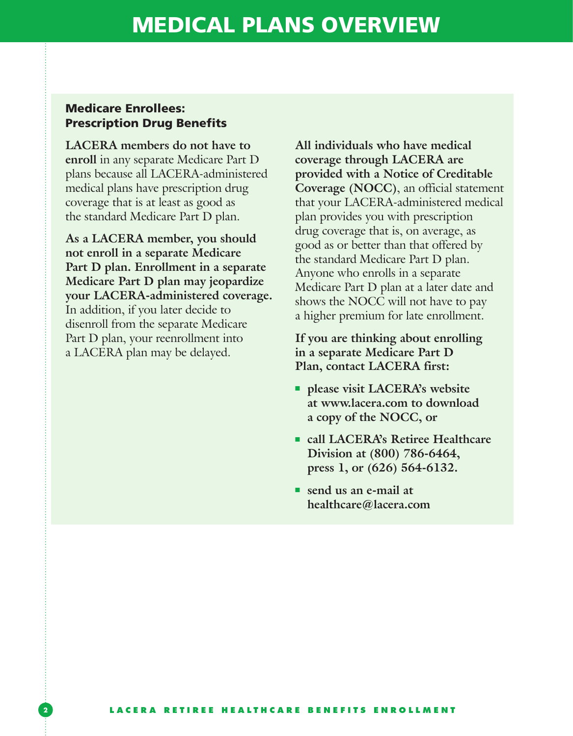# MEDICAL PLANS OVERVIEW

## Medicare Enrollees: Prescription Drug Benefits

**LACERA members do not have to enroll** in any separate Medicare Part D plans because all LACERA-administered medical plans have prescription drug coverage that is at least as good as the standard Medicare Part D plan.

**As a LACERA member, you should not enroll in a separate Medicare Part D plan. Enrollment in a separate Medicare Part D plan may jeopardize your LACERA-administered coverage.** In addition, if you later decide to disenroll from the separate Medicare Part D plan, your reenrollment into a LACERA plan may be delayed.

**All individuals who have medical coverage through LACERA are provided with a Notice of Creditable Coverage (NOCC)**, an official statement that your LACERA-administered medical plan provides you with prescription drug coverage that is, on average, as good as or better than that offered by the standard Medicare Part D plan. Anyone who enrolls in a separate Medicare Part D plan at a later date and shows the NOCC will not have to pay a higher premium for late enrollment.

**If you are thinking about enrolling in a separate Medicare Part D Plan, contact LACERA first:**

- **please visit LACERA's website at www.lacera.com to download a copy of the NOCC, or**
- **call LACERA's Retiree Healthcare Division at (800) 786-6464, press 1, or (626) 564-6132.**
- **send us an e-mail at healthcare@lacera.com**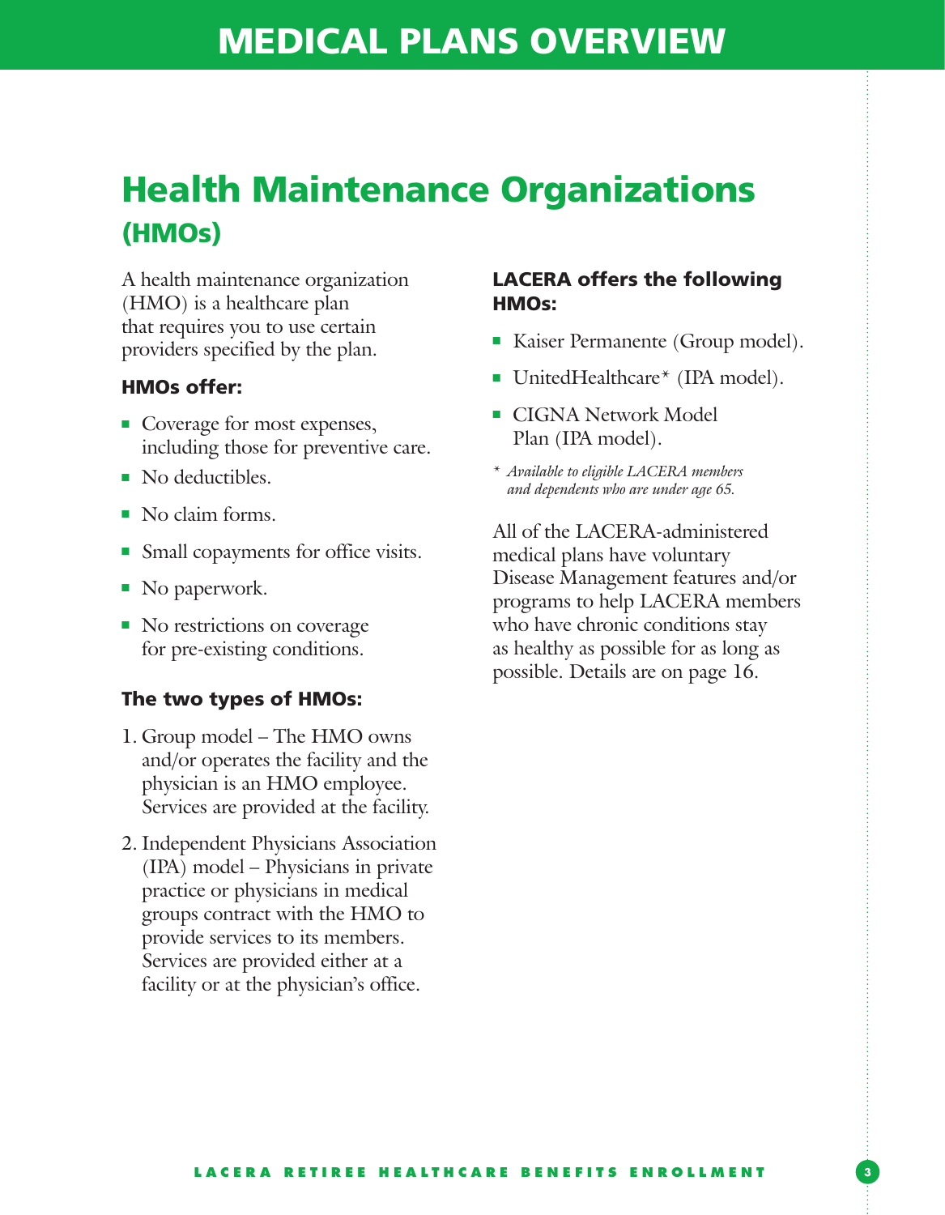# MEDICAL PLANS OVERVIEW

## Health Maintenance Organizations (HMOs)

A health maintenance organization (HMO) is a healthcare plan that requires you to use certain providers specified by the plan.

### HMOs offer:

- Coverage for most expenses, including those for preventive care.
- No deductibles.
- No claim forms.
- Small copayments for office visits.
- No paperwork.
- No restrictions on coverage for pre-existing conditions.

### The two types of HMOs:

1. Group model – The HMO owns and/or operates the facility and the physician is an HMO employee. Services are provided at the facility.
2. Independent Physicians Association (IPA) model – Physicians in private practice or physicians in medical groups contract with the HMO to provide services to its members. Services are provided either at a facility or at the physician's office.

### LACERA offers the following HMOs:

- Kaiser Permanente (Group model).
- UnitedHealthcare* (IPA model).
- CIGNA Network Model Plan (IPA model).

*\* Available to eligible LACERA members and dependents who are under age 65.*

All of the LACERA-administered medical plans have voluntary Disease Management features and/or programs to help LACERA members who have chronic conditions stay as healthy as possible for as long as possible. Details are on page 16.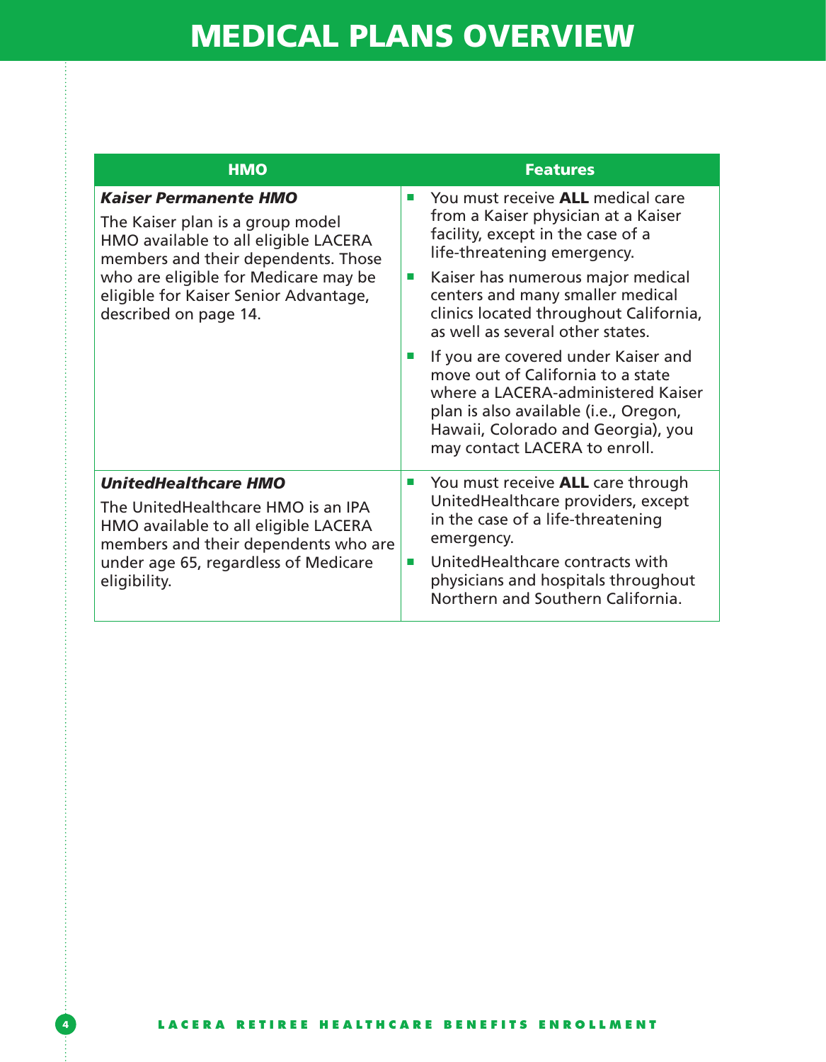# MEDICAL PLANS OVERVIEW

| HMO | Features |
|---|---|
| ***Kaiser Permanente HMO*** The Kaiser plan is a group model HMO available to all eligible LACERA members and their dependents. Those who are eligible for Medicare may be eligible for Kaiser Senior Advantage, described on page 14. | ■ You must receive **ALL** medical care from a Kaiser physician at a Kaiser facility, except in the case of a life-threatening emergency. ■ Kaiser has numerous major medical centers and many smaller medical clinics located throughout California, as well as several other states. ■ If you are covered under Kaiser and move out of California to a state where a LACERA-administered Kaiser plan is also available (i.e., Oregon, Hawaii, Colorado and Georgia), you may contact LACERA to enroll. |
| ***UnitedHealthcare HMO*** The UnitedHealthcare HMO is an IPA HMO available to all eligible LACERA members and their dependents who are under age 65, regardless of Medicare eligibility. | ■ You must receive **ALL** care through UnitedHealthcare providers, except in the case of a life-threatening emergency. ■ UnitedHealthcare contracts with physicians and hospitals throughout Northern and Southern California. |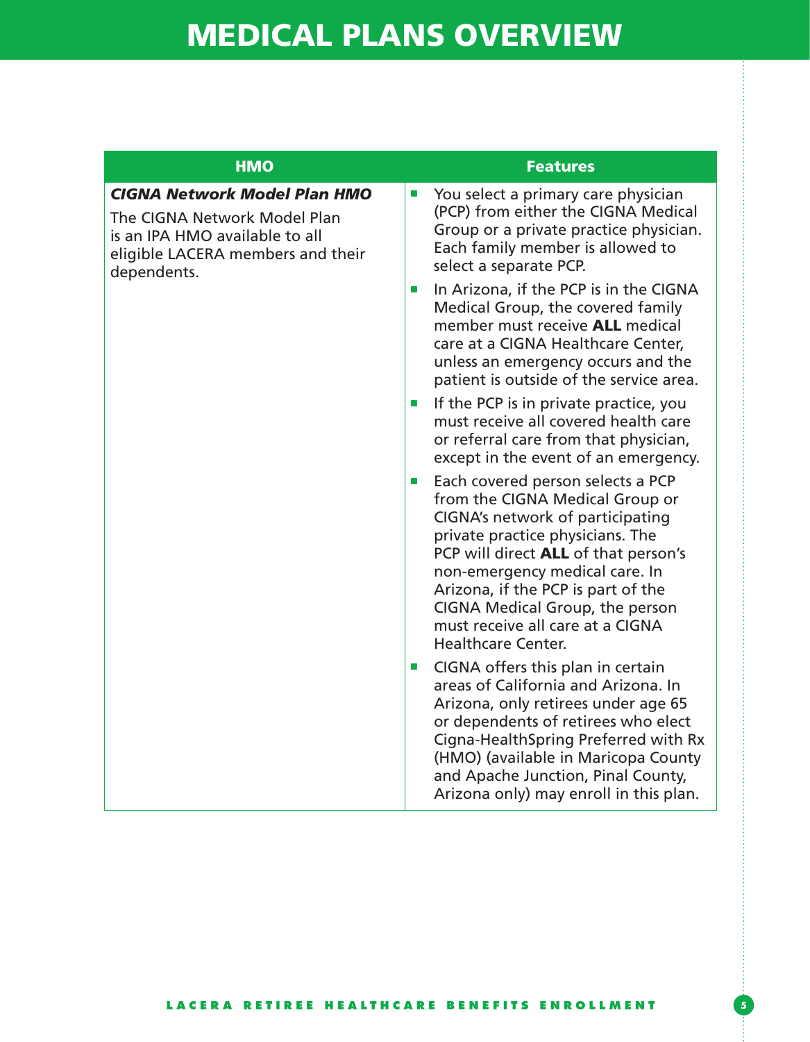# MEDICAL PLANS OVERVIEW

| HMO | Features |
|---|---|
| ***CIGNA Network Model Plan HMO*** The CIGNA Network Model Plan is an IPA HMO available to all eligible LACERA members and their dependents. | ▪ You select a primary care physician (PCP) from either the CIGNA Medical Group or a private practice physician. Each family member is allowed to select a separate PCP. <br> ▪ In Arizona, if the PCP is in the CIGNA Medical Group, the covered family member must receive **ALL** medical care at a CIGNA Healthcare Center, unless an emergency occurs and the patient is outside of the service area. <br> ▪ If the PCP is in private practice, you must receive all covered health care or referral care from that physician, except in the event of an emergency. <br> ▪ Each covered person selects a PCP from the CIGNA Medical Group or CIGNA's network of participating private practice physicians. The PCP will direct **ALL** of that person's non-emergency medical care. In Arizona, if the PCP is part of the CIGNA Medical Group, the person must receive all care at a CIGNA Healthcare Center. <br> ▪ CIGNA offers this plan in certain areas of California and Arizona. In Arizona, only retirees under age 65 or dependents of retirees who elect Cigna-HealthSpring Preferred with Rx (HMO) (available in Maricopa County and Apache Junction, Pinal County, Arizona only) may enroll in this plan. |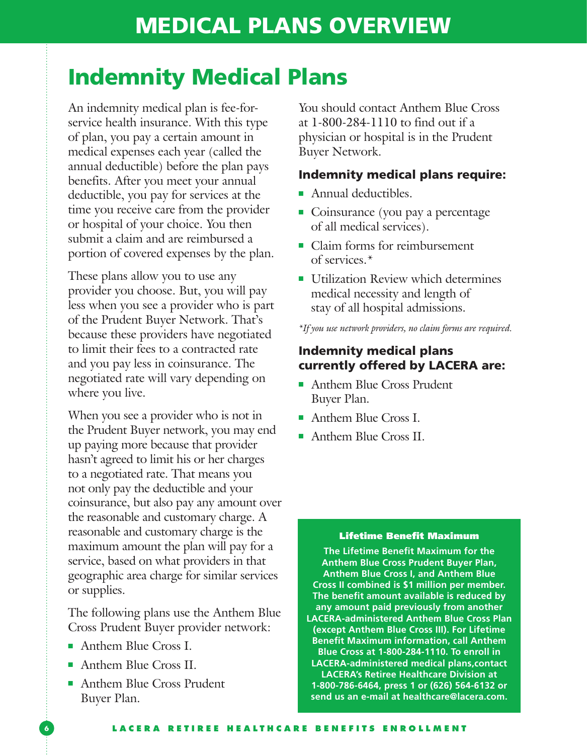# MEDICAL PLANS OVERVIEW

## Indemnity Medical Plans

An indemnity medical plan is fee-for-service health insurance. With this type of plan, you pay a certain amount in medical expenses each year (called the annual deductible) before the plan pays benefits. After you meet your annual deductible, you pay for services at the time you receive care from the provider or hospital of your choice. You then submit a claim and are reimbursed a portion of covered expenses by the plan.

These plans allow you to use any provider you choose. But, you will pay less when you see a provider who is part of the Prudent Buyer Network. That's because these providers have negotiated to limit their fees to a contracted rate and you pay less in coinsurance. The negotiated rate will vary depending on where you live.

When you see a provider who is not in the Prudent Buyer network, you may end up paying more because that provider hasn't agreed to limit his or her charges to a negotiated rate. That means you not only pay the deductible and your coinsurance, but also pay any amount over the reasonable and customary charge. A reasonable and customary charge is the maximum amount the plan will pay for a service, based on what providers in that geographic area charge for similar services or supplies.

The following plans use the Anthem Blue Cross Prudent Buyer provider network:

- Anthem Blue Cross I.
- Anthem Blue Cross II.
- Anthem Blue Cross Prudent Buyer Plan.

You should contact Anthem Blue Cross at 1-800-284-1110 to find out if a physician or hospital is in the Prudent Buyer Network.

### Indemnity medical plans require:

- Annual deductibles.
- Coinsurance (you pay a percentage of all medical services).
- Claim forms for reimbursement of services.*
- Utilization Review which determines medical necessity and length of stay of all hospital admissions.

*If you use network providers, no claim forms are required.*

### Indemnity medical plans currently offered by LACERA are:

- Anthem Blue Cross Prudent Buyer Plan.
- Anthem Blue Cross I.
- Anthem Blue Cross II.

**Lifetime Benefit Maximum**

**The Lifetime Benefit Maximum for the Anthem Blue Cross Prudent Buyer Plan, Anthem Blue Cross I, and Anthem Blue Cross II combined is $1 million per member. The benefit amount available is reduced by any amount paid previously from another LACERA-administered Anthem Blue Cross Plan (except Anthem Blue Cross III). For Lifetime Benefit Maximum information, call Anthem Blue Cross at 1-800-284-1110. To enroll in LACERA-administered medical plans,contact LACERA's Retiree Healthcare Division at 1-800-786-6464, press 1 or (626) 564-6132 or send us an e-mail at healthcare@lacera.com.**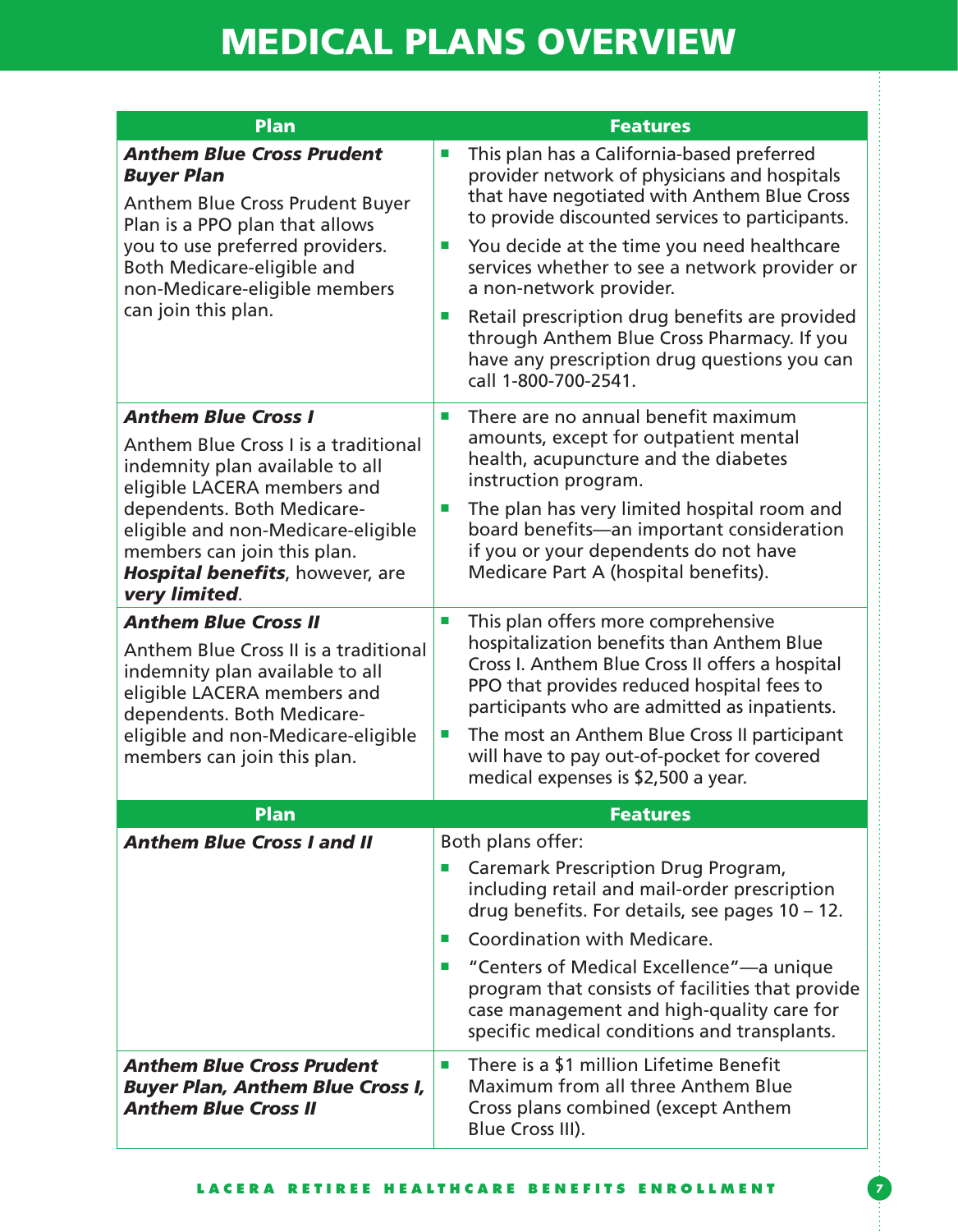# MEDICAL PLANS OVERVIEW

| Plan | Features |
| --- | --- |
| ***Anthem Blue Cross Prudent Buyer Plan***<br><br>Anthem Blue Cross Prudent Buyer Plan is a PPO plan that allows you to use preferred providers. Both Medicare-eligible and non-Medicare-eligible members can join this plan. | ■ This plan has a California-based preferred provider network of physicians and hospitals that have negotiated with Anthem Blue Cross to provide discounted services to participants.<br>■ You decide at the time you need healthcare services whether to see a network provider or a non-network provider.<br>■ Retail prescription drug benefits are provided through Anthem Blue Cross Pharmacy. If you have any prescription drug questions you can call 1-800-700-2541. |
| ***Anthem Blue Cross I***<br><br>Anthem Blue Cross I is a traditional indemnity plan available to all eligible LACERA members and dependents. Both Medicare-eligible and non-Medicare-eligible members can join this plan. ***Hospital benefits***, however, are ***very limited***. | ■ There are no annual benefit maximum amounts, except for outpatient mental health, acupuncture and the diabetes instruction program.<br>■ The plan has very limited hospital room and board benefits—an important consideration if you or your dependents do not have Medicare Part A (hospital benefits). |
| ***Anthem Blue Cross II***<br><br>Anthem Blue Cross II is a traditional indemnity plan available to all eligible LACERA members and dependents. Both Medicare-eligible and non-Medicare-eligible members can join this plan. | ■ This plan offers more comprehensive hospitalization benefits than Anthem Blue Cross I. Anthem Blue Cross II offers a hospital PPO that provides reduced hospital fees to participants who are admitted as inpatients.<br>■ The most an Anthem Blue Cross II participant will have to pay out-of-pocket for covered medical expenses is $2,500 a year. |
| **Plan** | **Features** |
| ***Anthem Blue Cross I and II*** | Both plans offer:<br>■ Caremark Prescription Drug Program, including retail and mail-order prescription drug benefits. For details, see pages 10 – 12.<br>■ Coordination with Medicare.<br>■ "Centers of Medical Excellence"—a unique program that consists of facilities that provide case management and high-quality care for specific medical conditions and transplants. |
| ***Anthem Blue Cross Prudent Buyer Plan, Anthem Blue Cross I, Anthem Blue Cross II*** | ■ There is a $1 million Lifetime Benefit Maximum from all three Anthem Blue Cross plans combined (except Anthem Blue Cross III). |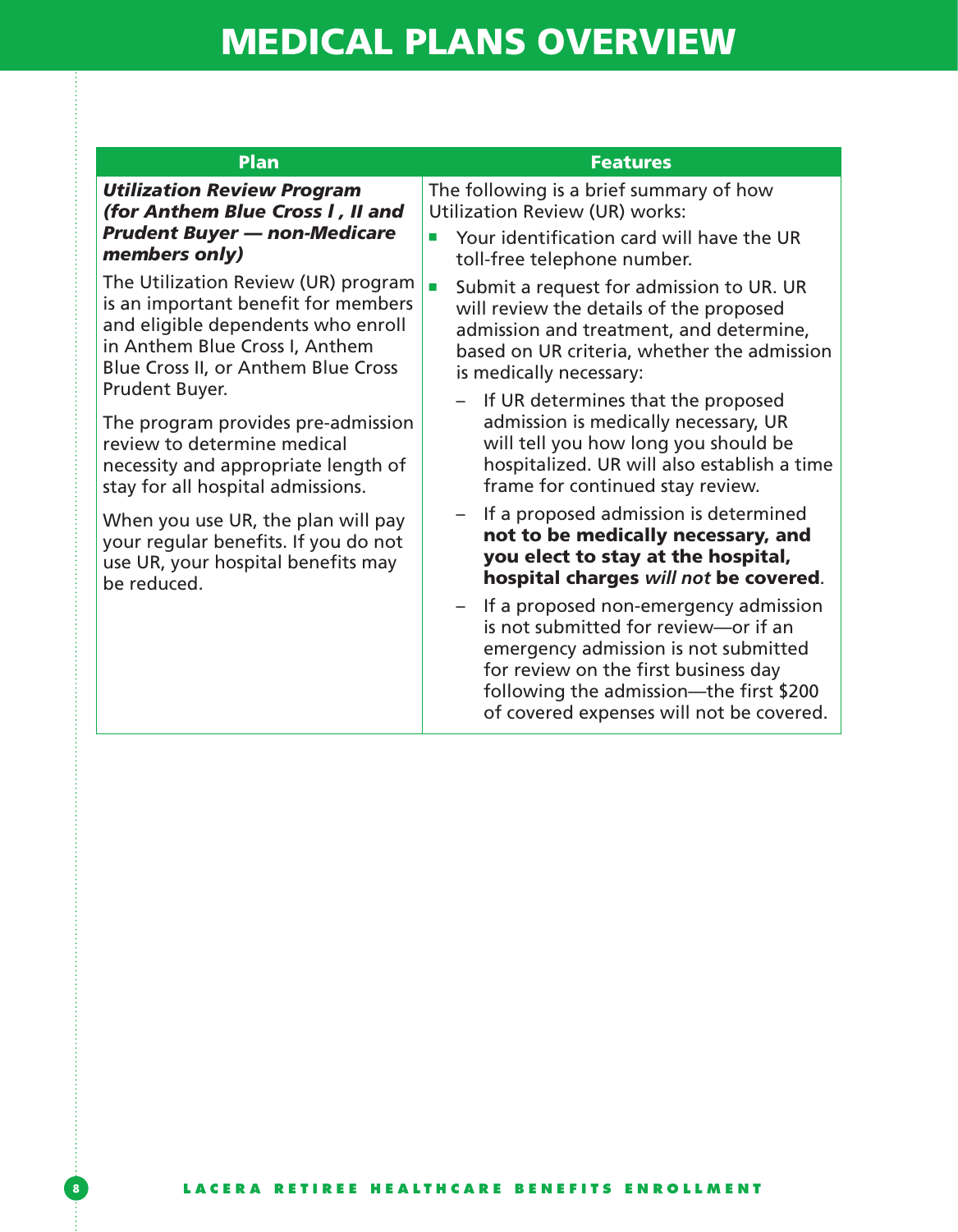# MEDICAL PLANS OVERVIEW

| Plan | Features |
|---|---|
| ***Utilization Review Program (for Anthem Blue Cross I , II and Prudent Buyer — non-Medicare members only)*** <br><br> The Utilization Review (UR) program is an important benefit for members and eligible dependents who enroll in Anthem Blue Cross I, Anthem Blue Cross II, or Anthem Blue Cross Prudent Buyer. <br><br> The program provides pre-admission review to determine medical necessity and appropriate length of stay for all hospital admissions. <br><br> When you use UR, the plan will pay your regular benefits. If you do not use UR, your hospital benefits may be reduced. | The following is a brief summary of how Utilization Review (UR) works: <br> ■ Your identification card will have the UR toll-free telephone number. <br> ■ Submit a request for admission to UR. UR will review the details of the proposed admission and treatment, and determine, based on UR criteria, whether the admission is medically necessary: <br> – If UR determines that the proposed admission is medically necessary, UR will tell you how long you should be hospitalized. UR will also establish a time frame for continued stay review. <br> – If a proposed admission is determined **not to be medically necessary, and you elect to stay at the hospital, hospital charges *will not* be covered**. <br> – If a proposed non-emergency admission is not submitted for review—or if an emergency admission is not submitted for review on the first business day following the admission—the first $200 of covered expenses will not be covered. |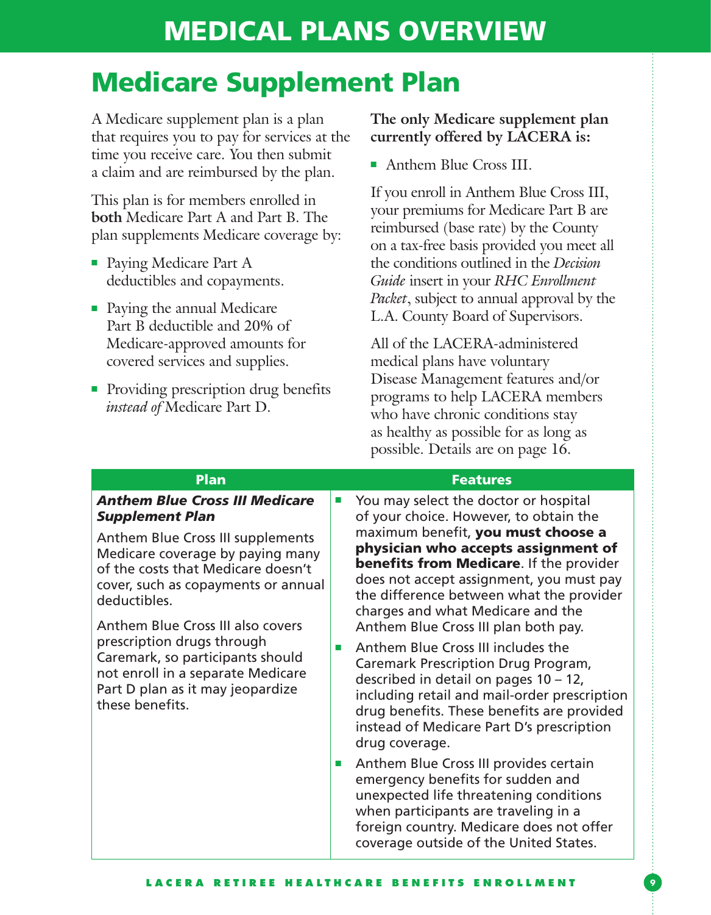# MEDICAL PLANS OVERVIEW

## Medicare Supplement Plan

A Medicare supplement plan is a plan that requires you to pay for services at the time you receive care. You then submit a claim and are reimbursed by the plan.

This plan is for members enrolled in **both** Medicare Part A and Part B. The plan supplements Medicare coverage by:

- Paying Medicare Part A deductibles and copayments.
- Paying the annual Medicare Part B deductible and 20% of Medicare-approved amounts for covered services and supplies.
- Providing prescription drug benefits *instead of* Medicare Part D.

**The only Medicare supplement plan currently offered by LACERA is:**

- Anthem Blue Cross III.

If you enroll in Anthem Blue Cross III, your premiums for Medicare Part B are reimbursed (base rate) by the County on a tax-free basis provided you meet all the conditions outlined in the *Decision Guide* insert in your *RHC Enrollment Packet*, subject to annual approval by the L.A. County Board of Supervisors.

All of the LACERA-administered medical plans have voluntary Disease Management features and/or programs to help LACERA members who have chronic conditions stay as healthy as possible for as long as possible. Details are on page 16.

| Plan | Features |
| --- | --- |
| ***Anthem Blue Cross III Medicare Supplement Plan***<br><br>Anthem Blue Cross III supplements Medicare coverage by paying many of the costs that Medicare doesn't cover, such as copayments or annual deductibles.<br><br>Anthem Blue Cross III also covers prescription drugs through Caremark, so participants should not enroll in a separate Medicare Part D plan as it may jeopardize these benefits. | ■ You may select the doctor or hospital of your choice. However, to obtain the maximum benefit, **you must choose a physician who accepts assignment of benefits from Medicare**. If the provider does not accept assignment, you must pay the difference between what the provider charges and what Medicare and the Anthem Blue Cross III plan both pay.<br><br>■ Anthem Blue Cross III includes the Caremark Prescription Drug Program, described in detail on pages 10 – 12, including retail and mail-order prescription drug benefits. These benefits are provided instead of Medicare Part D's prescription drug coverage.<br><br>■ Anthem Blue Cross III provides certain emergency benefits for sudden and unexpected life threatening conditions when participants are traveling in a foreign country. Medicare does not offer coverage outside of the United States. |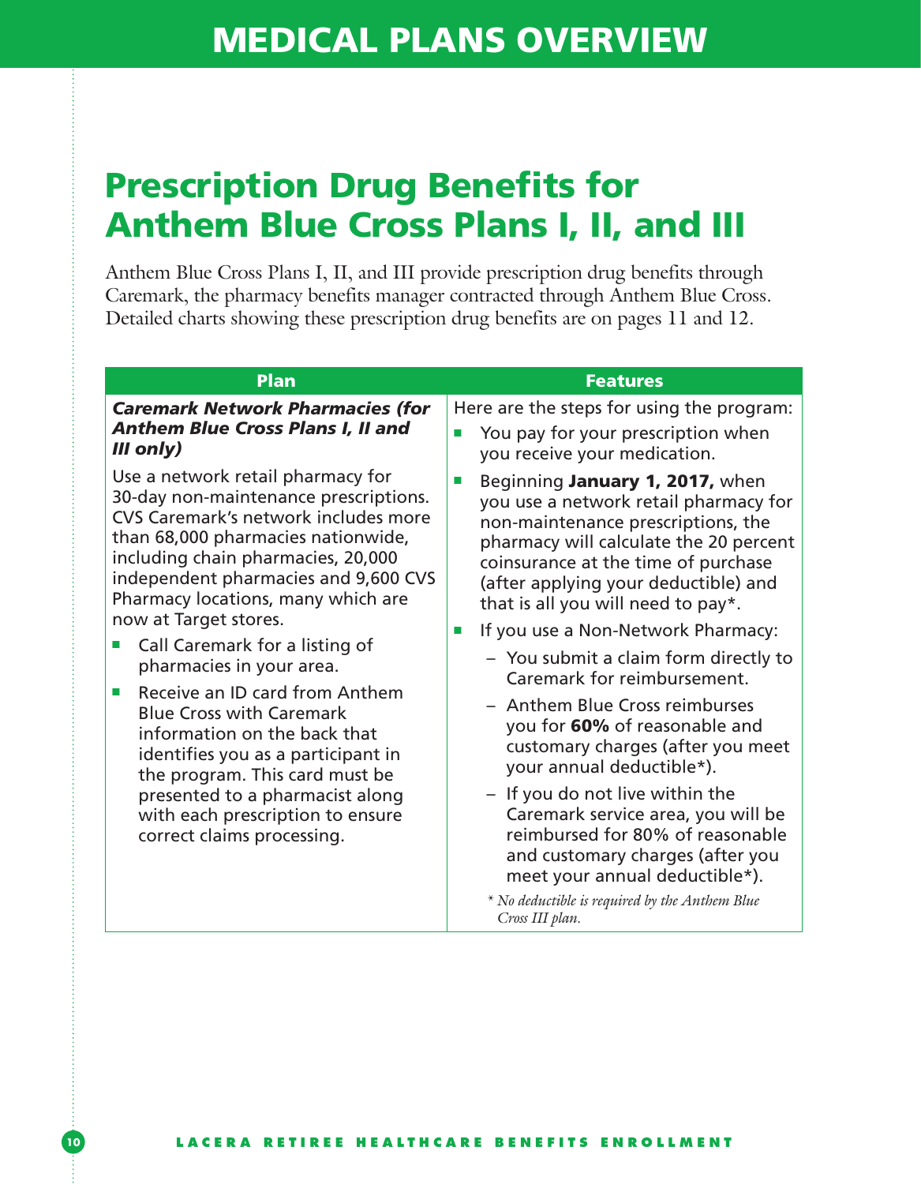# MEDICAL PLANS OVERVIEW

## Prescription Drug Benefits for Anthem Blue Cross Plans I, II, and III

Anthem Blue Cross Plans I, II, and III provide prescription drug benefits through Caremark, the pharmacy benefits manager contracted through Anthem Blue Cross. Detailed charts showing these prescription drug benefits are on pages 11 and 12.

| Plan | Features |
|---|---|
| ***Caremark Network Pharmacies (for Anthem Blue Cross Plans I, II and III only)***<br><br>Use a network retail pharmacy for 30-day non-maintenance prescriptions. CVS Caremark's network includes more than 68,000 pharmacies nationwide, including chain pharmacies, 20,000 independent pharmacies and 9,600 CVS Pharmacy locations, many which are now at Target stores.<br><br>■ Call Caremark for a listing of pharmacies in your area.<br>■ Receive an ID card from Anthem Blue Cross with Caremark information on the back that identifies you as a participant in the program. This card must be presented to a pharmacist along with each prescription to ensure correct claims processing. | Here are the steps for using the program:<br>■ You pay for your prescription when you receive your medication.<br>■ Beginning **January 1, 2017,** when you use a network retail pharmacy for non-maintenance prescriptions, the pharmacy will calculate the 20 percent coinsurance at the time of purchase (after applying your deductible) and that is all you will need to pay*.<br>■ If you use a Non-Network Pharmacy:<br>– You submit a claim form directly to Caremark for reimbursement.<br>– Anthem Blue Cross reimburses you for **60%** of reasonable and customary charges (after you meet your annual deductible*).<br>– If you do not live within the Caremark service area, you will be reimbursed for 80% of reasonable and customary charges (after you meet your annual deductible*).<br><br>*\* No deductible is required by the Anthem Blue Cross III plan.* |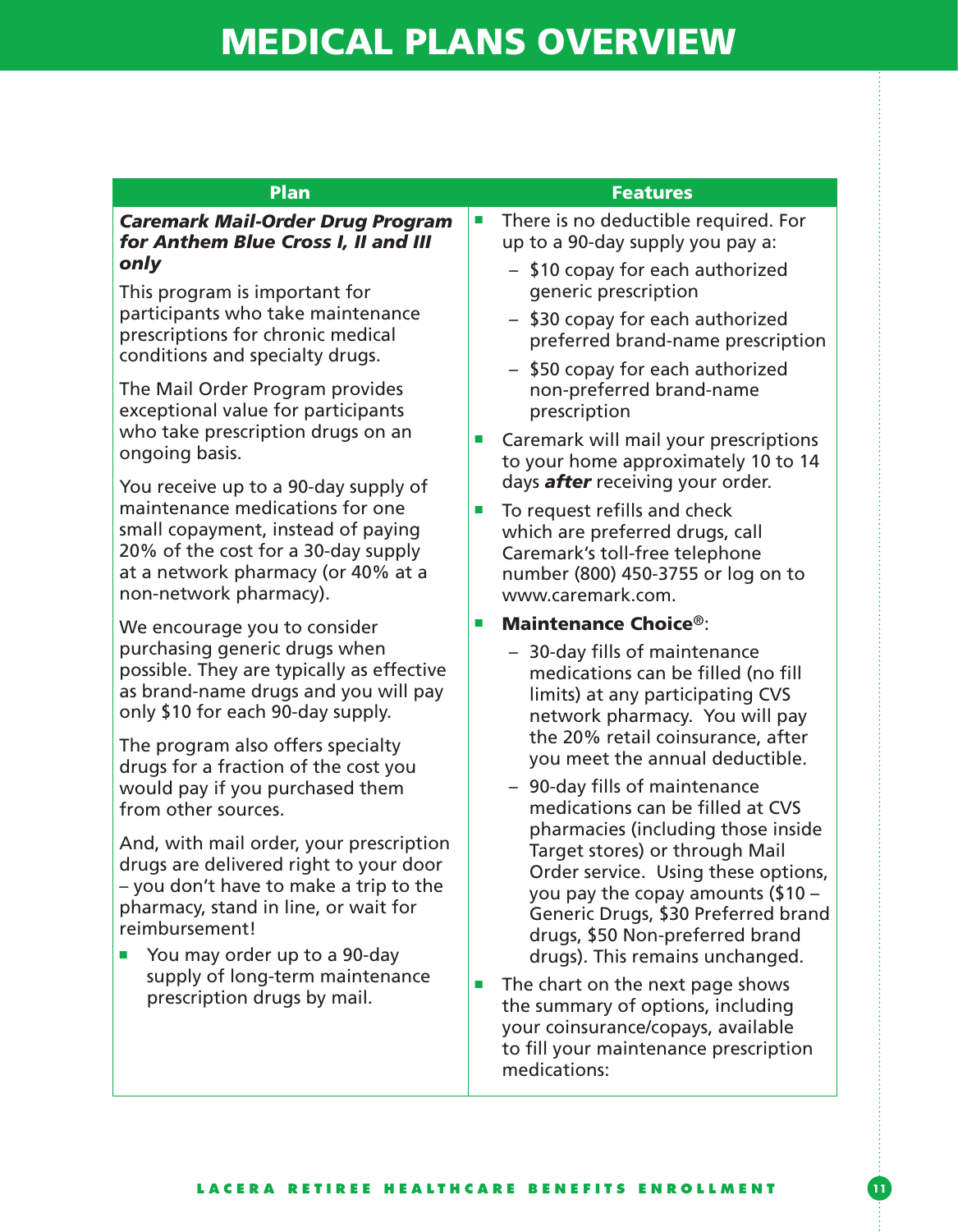# MEDICAL PLANS OVERVIEW

| Plan | Features |
|---|---|
| ***Caremark Mail-Order Drug Program for Anthem Blue Cross I, II and III only***<br><br>This program is important for participants who take maintenance prescriptions for chronic medical conditions and specialty drugs.<br><br>The Mail Order Program provides exceptional value for participants who take prescription drugs on an ongoing basis.<br><br>You receive up to a 90-day supply of maintenance medications for one small copayment, instead of paying 20% of the cost for a 30-day supply at a network pharmacy (or 40% at a non-network pharmacy).<br><br>We encourage you to consider purchasing generic drugs when possible. They are typically as effective as brand-name drugs and you will pay only $10 for each 90-day supply.<br><br>The program also offers specialty drugs for a fraction of the cost you would pay if you purchased them from other sources.<br><br>And, with mail order, your prescription drugs are delivered right to your door – you don't have to make a trip to the pharmacy, stand in line, or wait for reimbursement!<br><br>▪ You may order up to a 90-day supply of long-term maintenance prescription drugs by mail. | ▪ There is no deductible required. For up to a 90-day supply you pay a:<br>– $10 copay for each authorized generic prescription<br>– $30 copay for each authorized preferred brand-name prescription<br>– $50 copay for each authorized non-preferred brand-name prescription<br><br>▪ Caremark will mail your prescriptions to your home approximately 10 to 14 days ***after*** receiving your order.<br><br>▪ To request refills and check which are preferred drugs, call Caremark's toll-free telephone number (800) 450-3755 or log on to www.caremark.com.<br><br>▪ **Maintenance Choice®**:<br>– 30-day fills of maintenance medications can be filled (no fill limits) at any participating CVS network pharmacy. You will pay the 20% retail coinsurance, after you meet the annual deductible.<br>– 90-day fills of maintenance medications can be filled at CVS pharmacies (including those inside Target stores) or through Mail Order service. Using these options, you pay the copay amounts ($10 – Generic Drugs, $30 Preferred brand drugs, $50 Non-preferred brand drugs). This remains unchanged.<br><br>▪ The chart on the next page shows the summary of options, including your coinsurance/copays, available to fill your maintenance prescription medications: |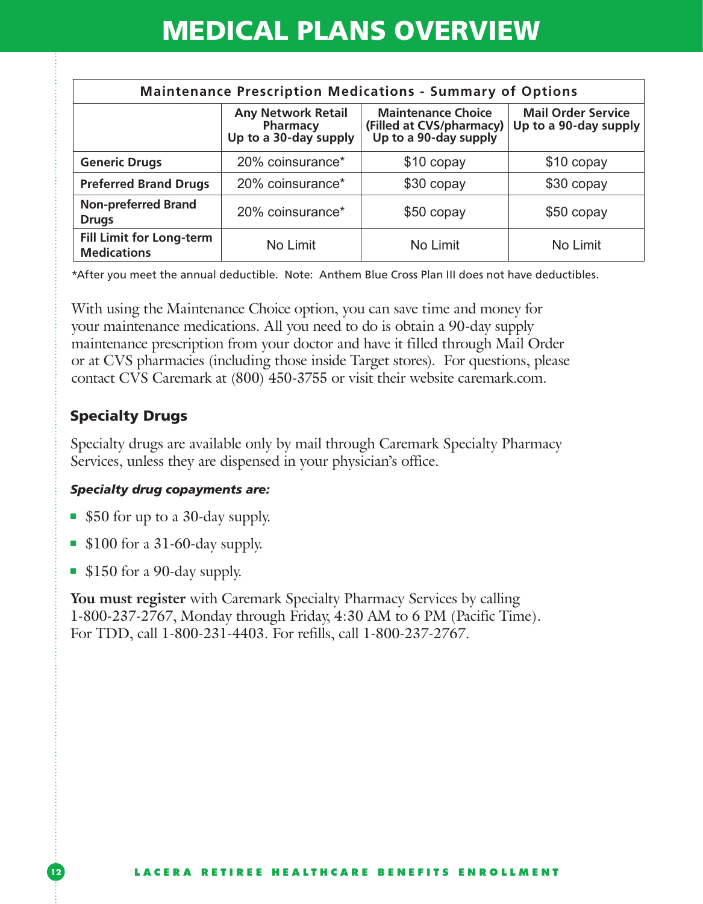# MEDICAL PLANS OVERVIEW

| Maintenance Prescription Medications - Summary of Options | | | |
|---|---|---|---|
| | **Any Network Retail Pharmacy Up to a 30-day supply** | **Maintenance Choice (Filled at CVS/pharmacy) Up to a 90-day supply** | **Mail Order Service Up to a 90-day supply** |
| **Generic Drugs** | 20% coinsurance* | $10 copay | $10 copay |
| **Preferred Brand Drugs** | 20% coinsurance* | $30 copay | $30 copay |
| **Non-preferred Brand Drugs** | 20% coinsurance* | $50 copay | $50 copay |
| **Fill Limit for Long-term Medications** | No Limit | No Limit | No Limit |

*After you meet the annual deductible. Note: Anthem Blue Cross Plan III does not have deductibles.

With using the Maintenance Choice option, you can save time and money for your maintenance medications. All you need to do is obtain a 90-day supply maintenance prescription from your doctor and have it filled through Mail Order or at CVS pharmacies (including those inside Target stores). For questions, please contact CVS Caremark at (800) 450-3755 or visit their website caremark.com.

## Specialty Drugs

Specialty drugs are available only by mail through Caremark Specialty Pharmacy Services, unless they are dispensed in your physician's office.

***Specialty drug copayments are:***

- $50 for up to a 30-day supply.
- $100 for a 31-60-day supply.
- $150 for a 90-day supply.

**You must register** with Caremark Specialty Pharmacy Services by calling 1-800-237-2767, Monday through Friday, 4:30 AM to 6 PM (Pacific Time). For TDD, call 1-800-231-4403. For refills, call 1-800-237-2767.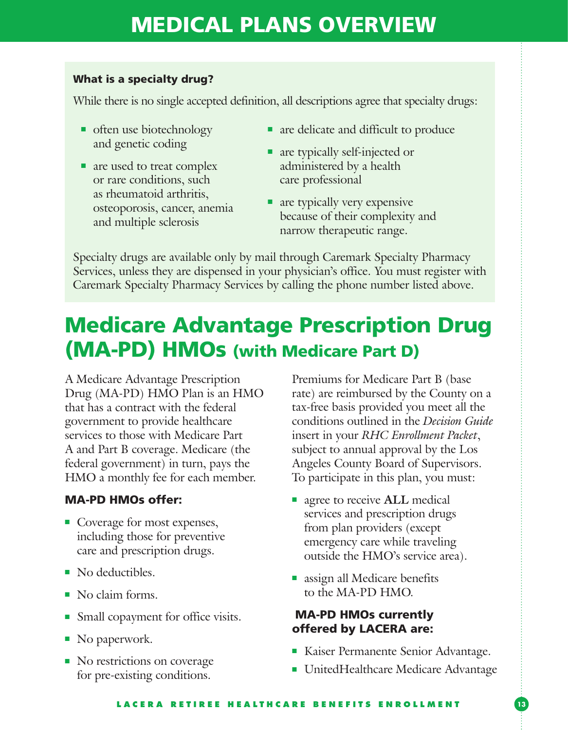# MEDICAL PLANS OVERVIEW

**What is a specialty drug?**

While there is no single accepted definition, all descriptions agree that specialty drugs:

- often use biotechnology and genetic coding
- are used to treat complex or rare conditions, such as rheumatoid arthritis, osteoporosis, cancer, anemia and multiple sclerosis
- are delicate and difficult to produce
- are typically self-injected or administered by a health care professional
- are typically very expensive because of their complexity and narrow therapeutic range.

Specialty drugs are available only by mail through Caremark Specialty Pharmacy Services, unless they are dispensed in your physician's office. You must register with Caremark Specialty Pharmacy Services by calling the phone number listed above.

## Medicare Advantage Prescription Drug (MA-PD) HMOs (with Medicare Part D)

A Medicare Advantage Prescription Drug (MA-PD) HMO Plan is an HMO that has a contract with the federal government to provide healthcare services to those with Medicare Part A and Part B coverage. Medicare (the federal government) in turn, pays the HMO a monthly fee for each member.

### MA-PD HMOs offer:

- Coverage for most expenses, including those for preventive care and prescription drugs.
- No deductibles.
- No claim forms.
- Small copayment for office visits.
- No paperwork.
- No restrictions on coverage for pre-existing conditions.

Premiums for Medicare Part B (base rate) are reimbursed by the County on a tax-free basis provided you meet all the conditions outlined in the *Decision Guide* insert in your *RHC Enrollment Packet*, subject to annual approval by the Los Angeles County Board of Supervisors. To participate in this plan, you must:

- agree to receive **ALL** medical services and prescription drugs from plan providers (except emergency care while traveling outside the HMO's service area).
- assign all Medicare benefits to the MA-PD HMO.

### MA-PD HMOs currently offered by LACERA are:

- Kaiser Permanente Senior Advantage.
- UnitedHealthcare Medicare Advantage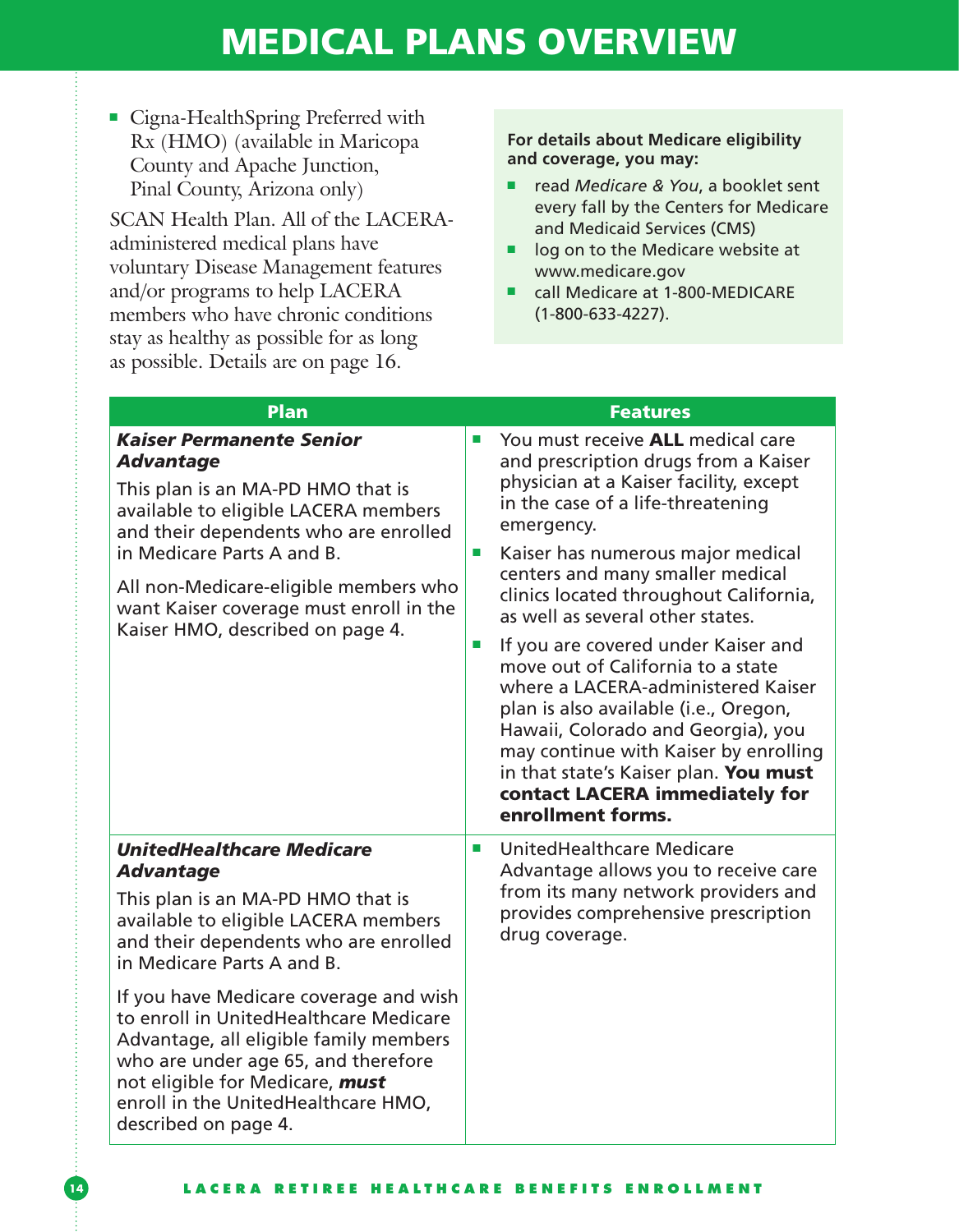# MEDICAL PLANS OVERVIEW

- Cigna-HealthSpring Preferred with Rx (HMO) (available in Maricopa County and Apache Junction, Pinal County, Arizona only)

SCAN Health Plan. All of the LACERA-administered medical plans have voluntary Disease Management features and/or programs to help LACERA members who have chronic conditions stay as healthy as possible for as long as possible. Details are on page 16.

**For details about Medicare eligibility and coverage, you may:**

- read *Medicare & You*, a booklet sent every fall by the Centers for Medicare and Medicaid Services (CMS)
- log on to the Medicare website at www.medicare.gov
- call Medicare at 1-800-MEDICARE (1-800-633-4227).

| Plan | Features |
| --- | --- |
| ***Kaiser Permanente Senior Advantage***<br><br>This plan is an MA-PD HMO that is available to eligible LACERA members and their dependents who are enrolled in Medicare Parts A and B.<br><br>All non-Medicare-eligible members who want Kaiser coverage must enroll in the Kaiser HMO, described on page 4. | - You must receive **ALL** medical care and prescription drugs from a Kaiser physician at a Kaiser facility, except in the case of a life-threatening emergency.<br>- Kaiser has numerous major medical centers and many smaller medical clinics located throughout California, as well as several other states.<br>- If you are covered under Kaiser and move out of California to a state where a LACERA-administered Kaiser plan is also available (i.e., Oregon, Hawaii, Colorado and Georgia), you may continue with Kaiser by enrolling in that state's Kaiser plan. **You must contact LACERA immediately for enrollment forms.** |
| ***UnitedHealthcare Medicare Advantage***<br><br>This plan is an MA-PD HMO that is available to eligible LACERA members and their dependents who are enrolled in Medicare Parts A and B.<br><br>If you have Medicare coverage and wish to enroll in UnitedHealthcare Medicare Advantage, all eligible family members who are under age 65, and therefore not eligible for Medicare, ***must*** enroll in the UnitedHealthcare HMO, described on page 4. | - UnitedHealthcare Medicare Advantage allows you to receive care from its many network providers and provides comprehensive prescription drug coverage. |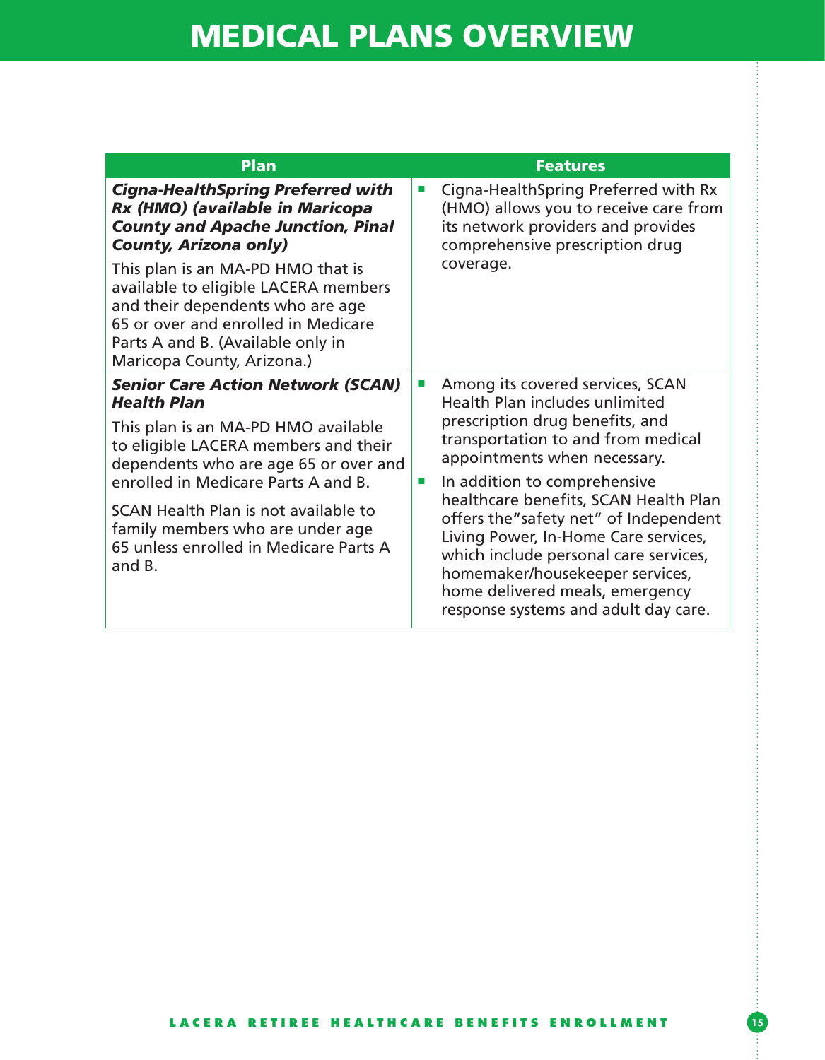# MEDICAL PLANS OVERVIEW

| Plan | Features |
|---|---|
| ***Cigna-HealthSpring Preferred with Rx (HMO) (available in Maricopa County and Apache Junction, Pinal County, Arizona only)***<br><br>This plan is an MA-PD HMO that is available to eligible LACERA members and their dependents who are age 65 or over and enrolled in Medicare Parts A and B. (Available only in Maricopa County, Arizona.) | ■ Cigna-HealthSpring Preferred with Rx (HMO) allows you to receive care from its network providers and provides comprehensive prescription drug coverage. |
| ***Senior Care Action Network (SCAN) Health Plan***<br><br>This plan is an MA-PD HMO available to eligible LACERA members and their dependents who are age 65 or over and enrolled in Medicare Parts A and B.<br><br>SCAN Health Plan is not available to family members who are under age 65 unless enrolled in Medicare Parts A and B. | ■ Among its covered services, SCAN Health Plan includes unlimited prescription drug benefits, and transportation to and from medical appointments when necessary.<br><br>■ In addition to comprehensive healthcare benefits, SCAN Health Plan offers the“safety net” of Independent Living Power, In-Home Care services, which include personal care services, homemaker/housekeeper services, home delivered meals, emergency response systems and adult day care. |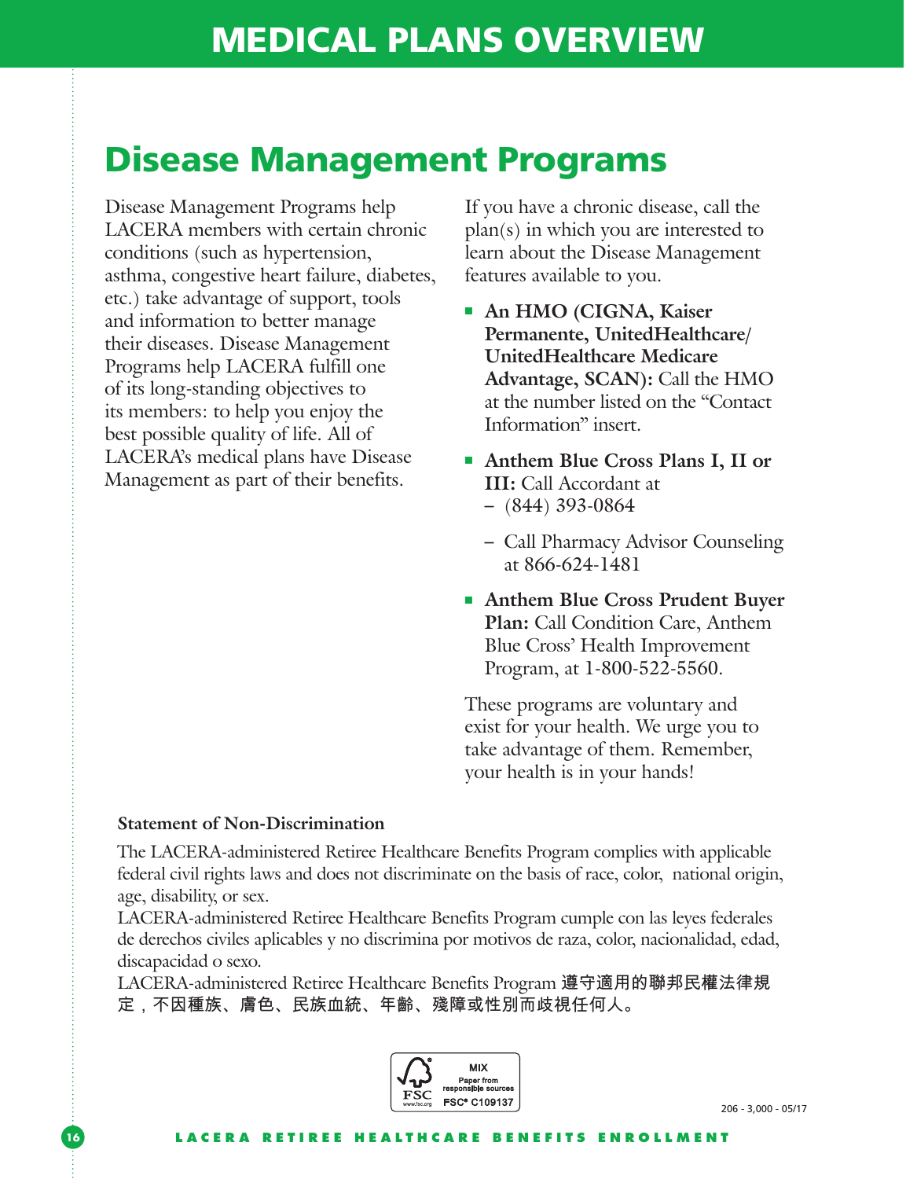# MEDICAL PLANS OVERVIEW

## Disease Management Programs

Disease Management Programs help LACERA members with certain chronic conditions (such as hypertension, asthma, congestive heart failure, diabetes, etc.) take advantage of support, tools and information to better manage their diseases. Disease Management Programs help LACERA fulfill one of its long-standing objectives to its members: to help you enjoy the best possible quality of life. All of LACERA's medical plans have Disease Management as part of their benefits.

If you have a chronic disease, call the plan(s) in which you are interested to learn about the Disease Management features available to you.

- **An HMO (CIGNA, Kaiser Permanente, UnitedHealthcare/ UnitedHealthcare Medicare Advantage, SCAN):** Call the HMO at the number listed on the "Contact Information" insert.
- **Anthem Blue Cross Plans I, II or III:** Call Accordant at
  - (844) 393-0864
  - Call Pharmacy Advisor Counseling at 866-624-1481
- **Anthem Blue Cross Prudent Buyer Plan:** Call Condition Care, Anthem Blue Cross' Health Improvement Program, at 1-800-522-5560.

These programs are voluntary and exist for your health. We urge you to take advantage of them. Remember, your health is in your hands!

**Statement of Non-Discrimination**

The LACERA-administered Retiree Healthcare Benefits Program complies with applicable federal civil rights laws and does not discriminate on the basis of race, color, national origin, age, disability, or sex.

LACERA-administered Retiree Healthcare Benefits Program cumple con las leyes federales de derechos civiles aplicables y no discrimina por motivos de raza, color, nacionalidad, edad, discapacidad o sexo.

LACERA-administered Retiree Healthcare Benefits Program 遵守適用的聯邦民權法律規定，不因種族、膚色、民族血統、年齡、殘障或性別而歧視任何人。

MIX Paper from responsible sources FSC® C109137

206 - 3,000 - 05/17